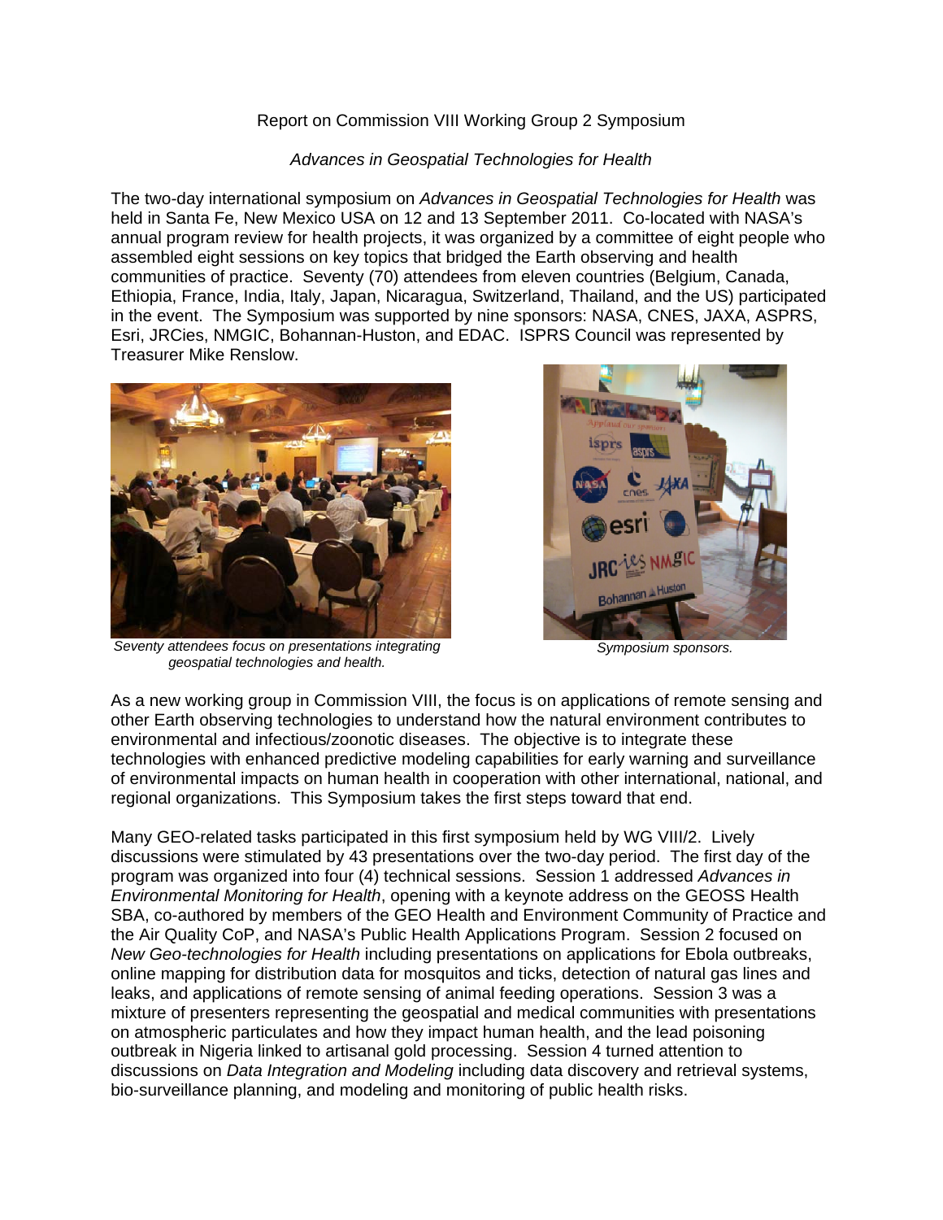Report on Commission VIII Working Group 2 Symposium

*Advances in Geospatial Technologies for Health*

The two-day international symposium on *Advances in Geospatial Technologies for Health* was held in Santa Fe, New Mexico USA on 12 and 13 September 2011. Co-located with NASA's annual program review for health projects, it was organized by a committee of eight people who assembled eight sessions on key topics that bridged the Earth observing and health communities of practice. Seventy (70) attendees from eleven countries (Belgium, Canada, Ethiopia, France, India, Italy, Japan, Nicaragua, Switzerland, Thailand, and the US) participated in the event. The Symposium was supported by nine sponsors: NASA, CNES, JAXA, ASPRS, Esri, JRCies, NMGIC, Bohannan-Huston, and EDAC. ISPRS Council was represented by Treasurer Mike Renslow.

*Seventy attendees focus on presentations integrating geospatial technologies and health.*

*Symposium sponsors.*

As a new working group in Commission VIII, the focus is on applications of remote sensing and other Earth observing technologies to understand how the natural environment contributes to environmental and infectious/zoonotic diseases. The objective is to integrate these technologies with enhanced predictive modeling capabilities for early warning and surveillance of environmental impacts on human health in cooperation with other international, national, and regional organizations. This Symposium takes the first steps toward that end.

Many GEO-related tasks participated in this first symposium held by WG VIII/2. Lively discussions were stimulated by 43 presentations over the two-day period. The first day of the program was organized into four (4) technical sessions. Session 1 addressed *Advances in Environmental Monitoring for Health*, opening with a keynote address on the GEOSS Health SBA, co-authored by members of the GEO Health and Environment Community of Practice and the Air Quality CoP, and NASA's Public Health Applications Program. Session 2 focused on *New Geo-technologies for Health* including presentations on applications for Ebola outbreaks, online mapping for distribution data for mosquitos and ticks, detection of natural gas lines and leaks, and applications of remote sensing of animal feeding operations. Session 3 was a mixture of presenters representing the geospatial and medical communities with presentations on atmospheric particulates and how they impact human health, and the lead poisoning outbreak in Nigeria linked to artisanal gold processing. Session 4 turned attention to discussions on *Data Integration and Modeling* including data discovery and retrieval systems, bio-surveillance planning, and modeling and monitoring of public health risks.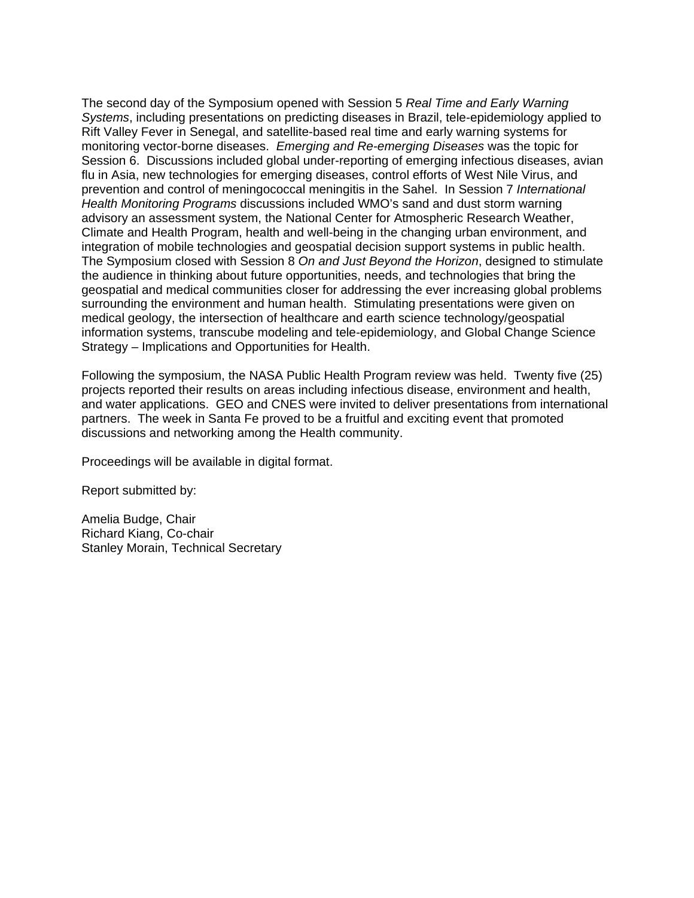The second day of the Symposium opened with Session 5 *Real Time and Early Warning Systems*, including presentations on predicting diseases in Brazil, tele-epidemiology applied to Rift Valley Fever in Senegal, and satellite-based real time and early warning systems for monitoring vector-borne diseases. *Emerging and Re-emerging Diseases* was the topic for Session 6. Discussions included global under-reporting of emerging infectious diseases, avian flu in Asia, new technologies for emerging diseases, control efforts of West Nile Virus, and prevention and control of meningococcal meningitis in the Sahel. In Session 7 *International Health Monitoring Programs* discussions included WMO's sand and dust storm warning advisory an assessment system, the National Center for Atmospheric Research Weather, Climate and Health Program, health and well-being in the changing urban environment, and integration of mobile technologies and geospatial decision support systems in public health. The Symposium closed with Session 8 *On and Just Beyond the Horizon*, designed to stimulate the audience in thinking about future opportunities, needs, and technologies that bring the geospatial and medical communities closer for addressing the ever increasing global problems surrounding the environment and human health. Stimulating presentations were given on medical geology, the intersection of healthcare and earth science technology/geospatial information systems, transcube modeling and tele-epidemiology, and Global Change Science Strategy – Implications and Opportunities for Health.

Following the symposium, the NASA Public Health Program review was held. Twenty five (25) projects reported their results on areas including infectious disease, environment and health, and water applications. GEO and CNES were invited to deliver presentations from international partners. The week in Santa Fe proved to be a fruitful and exciting event that promoted discussions and networking among the Health community.

Proceedings will be available in digital format.

Report submitted by:

Amelia Budge, Chair
Richard Kiang, Co-chair
Stanley Morain, Technical Secretary